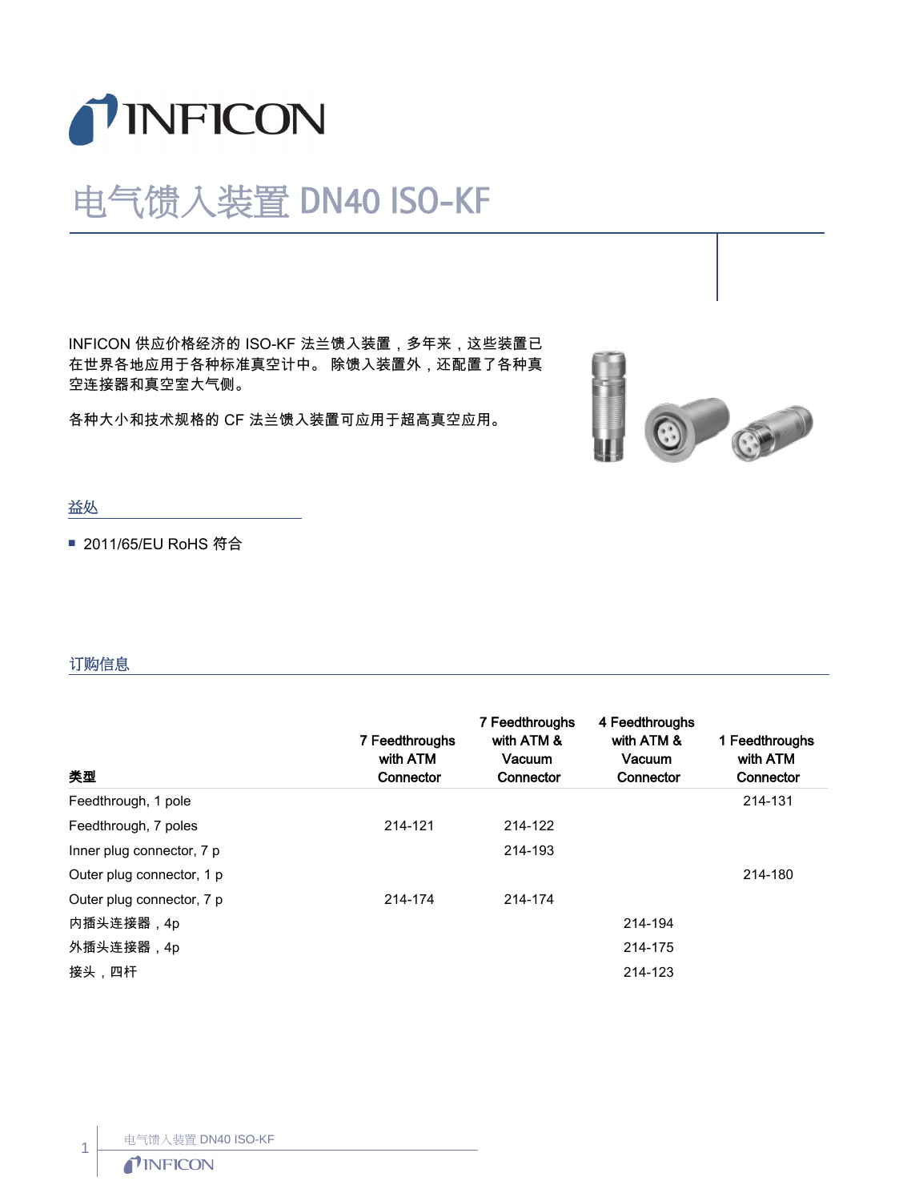// INFICON

# 电气馈入装置 DN40 ISO-KF

INFICON 供应价格经济的 ISO-KF 法兰馈入装置，多年来，这些装置已在世界各地应用于各种标准真空计中。 除馈入装置外，还配置了各种真空连接器和真空室大气侧。

各种大小和技术规格的 CF 法兰馈入装置可应用于超高真空应用。

## 益处

- 2011/65/EU RoHS 符合

## 订购信息

| 类型 | 7 Feedthroughs with ATM Connector | 7 Feedthroughs with ATM & Vacuum Connector | 4 Feedthroughs with ATM & Vacuum Connector | 1 Feedthroughs with ATM Connector |
|---|---|---|---|---|
| Feedthrough, 1 pole | | | | 214-131 |
| Feedthrough, 7 poles | 214-121 | 214-122 | | |
| Inner plug connector, 7 p | | 214-193 | | |
| Outer plug connector, 1 p | | | | 214-180 |
| Outer plug connector, 7 p | 214-174 | 214-174 | | |
| 内插头连接器，4p | | | 214-194 | |
| 外插头连接器，4p | | | 214-175 | |
| 接头，四杆 | | | 214-123 | |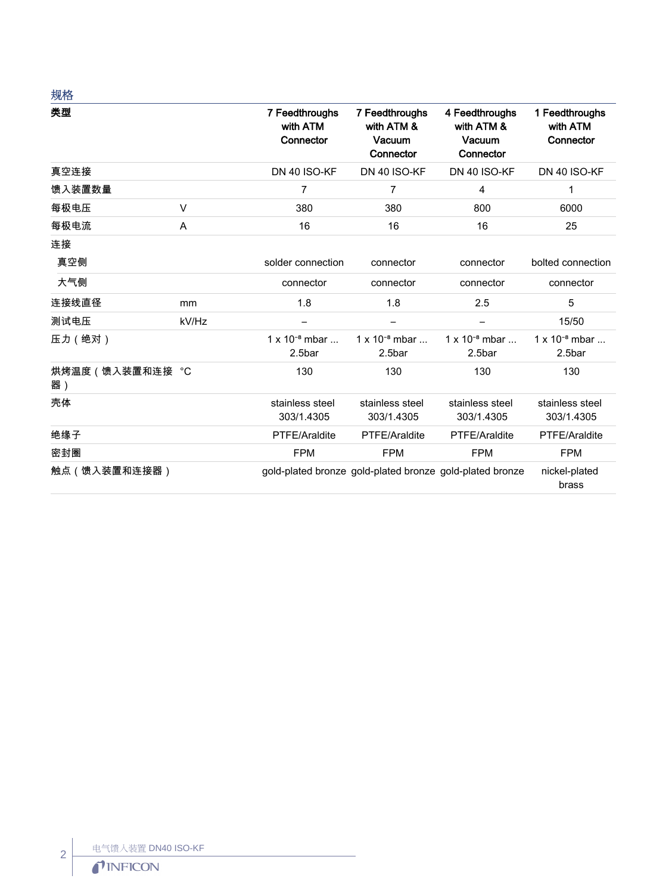## 规格

| 类型 | | 7 Feedthroughs with ATM Connector | 7 Feedthroughs with ATM & Vacuum Connector | 4 Feedthroughs with ATM & Vacuum Connector | 1 Feedthroughs with ATM Connector |
|---|---|---|---|---|---|
| 真空连接 | | DN 40 ISO-KF | DN 40 ISO-KF | DN 40 ISO-KF | DN 40 ISO-KF |
| 馈入装置数量 | | 7 | 7 | 4 | 1 |
| 每极电压 | V | 380 | 380 | 800 | 6000 |
| 每极电流 | A | 16 | 16 | 16 | 25 |
| 连接 | | | | | |
| 真空侧 | | solder connection | connector | connector | bolted connection |
| 大气侧 | | connector | connector | connector | connector |
| 连接线直径 | mm | 1.8 | 1.8 | 2.5 | 5 |
| 测试电压 | kV/Hz | – | – | – | 15/50 |
| 压力（绝对） | | 1 x $10^{-8}$ mbar ... 2.5bar | 1 x $10^{-8}$ mbar ... 2.5bar | 1 x $10^{-8}$ mbar ... 2.5bar | 1 x $10^{-8}$ mbar ... 2.5bar |
| 烘烤温度（馈入装置和连接器） | °C | 130 | 130 | 130 | 130 |
| 壳体 | | stainless steel 303/1.4305 | stainless steel 303/1.4305 | stainless steel 303/1.4305 | stainless steel 303/1.4305 |
| 绝缘子 | | PTFE/Araldite | PTFE/Araldite | PTFE/Araldite | PTFE/Araldite |
| 密封圈 | | FPM | FPM | FPM | FPM |
| 触点（馈入装置和连接器） | | gold-plated bronze | gold-plated bronze | gold-plated bronze | nickel-plated brass |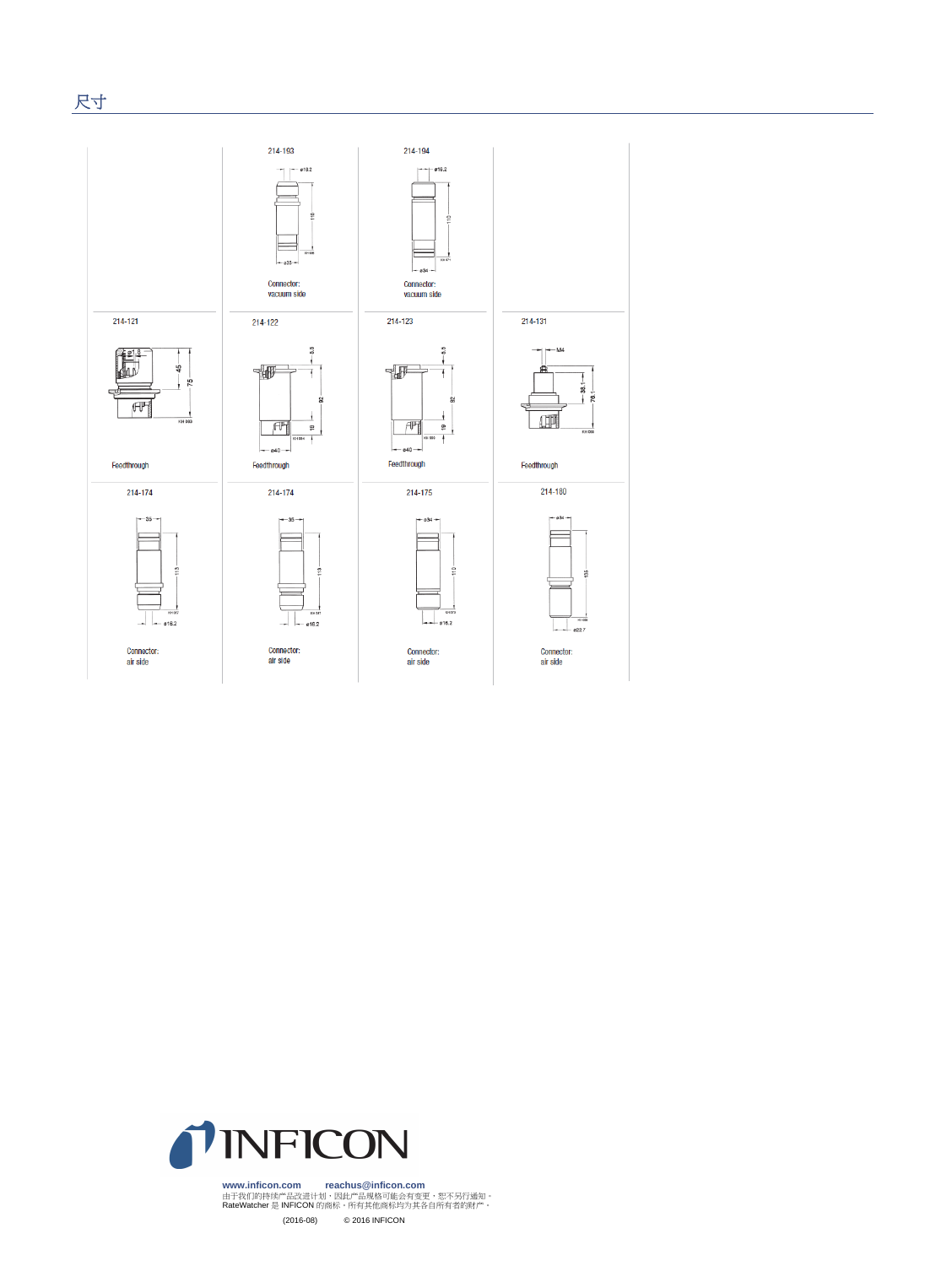## 尺寸

214-193

ø19.2

110

ø35

Connector:
vacuum side

214-194

ø19.2

110

ø34

Connector:
vacuum side

214-121

ø1.6

45

75

Feedthrough

214-122

5.5

92

19

ø40

Feedthrough

214-123

5.5

92

19

ø40

Feedthrough

214-131

M4

38.1

76.1

Feedthrough

214-174

35

113

ø19.2

Connector:
air side

214-174

35

113

ø19.2

Connector:
air side

214-175

ø34

110

ø19.2

Connector:
air side

214-180

ø34

133

ø22.7

Connector:
air side

INFICON

**www.inficon.com** **reachus@inficon.com**

由于我们的持续产品改进计划，因此产品规格可能会有变更，恕不另行通知。
RateWatcher 是 INFICON 的商标，所有其他商标均为其各自所有者的财产。

(2016-08) © 2016 INFICON